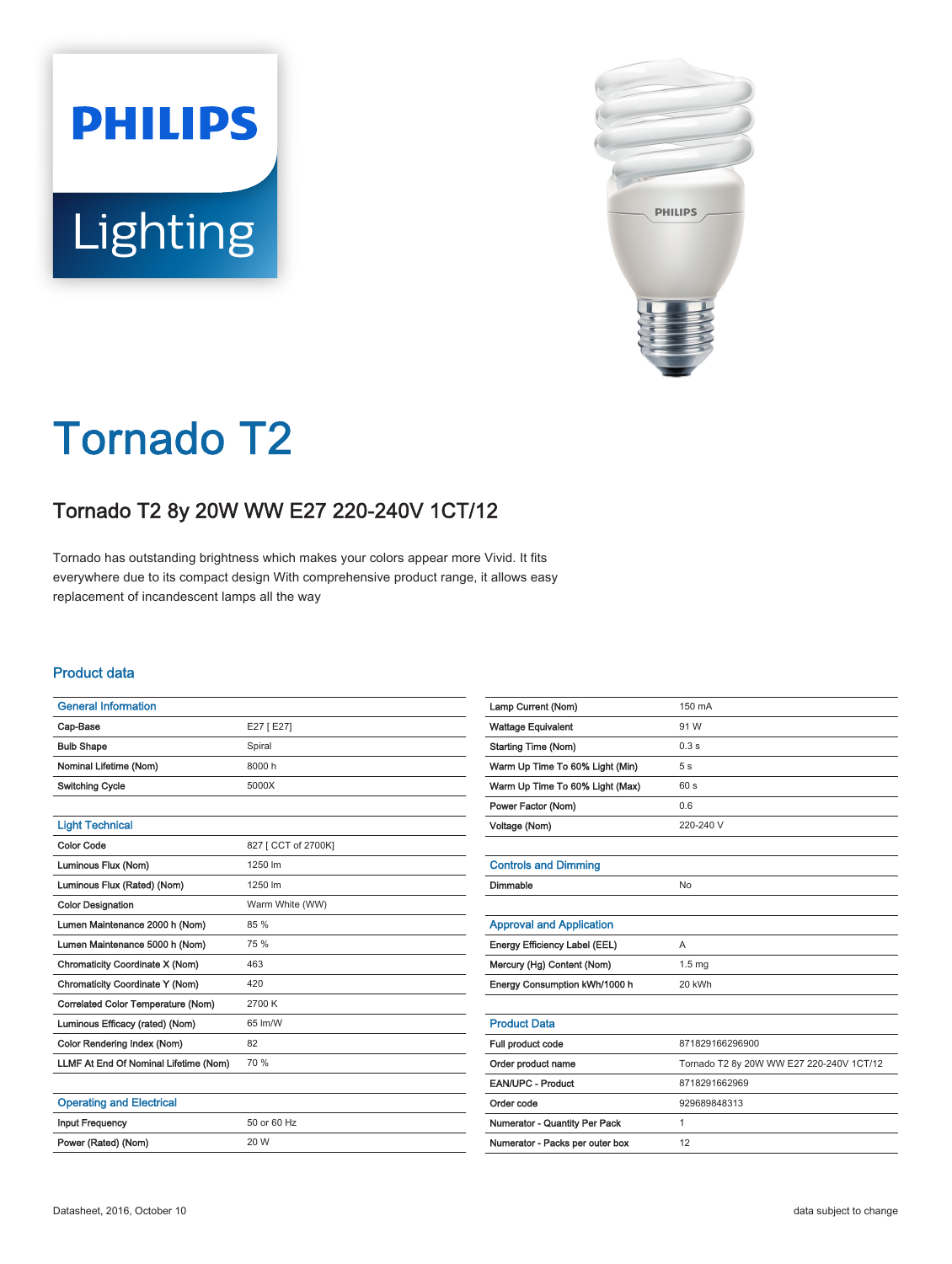# Tornado T2

## Tornado T2 8y 20W WW E27 220-240V 1CT/12

Tornado has outstanding brightness which makes your colors appear more Vivid. It fits everywhere due to its compact design With comprehensive product range, it allows easy replacement of incandescent lamps all the way

### Product data

| General Information | |
|---|---|
| Cap-Base | E27 [ E27] |
| Bulb Shape | Spiral |
| Nominal Lifetime (Nom) | 8000 h |
| Switching Cycle | 5000X |

| Light Technical | |
|---|---|
| Color Code | 827 [ CCT of 2700K] |
| Luminous Flux (Nom) | 1250 lm |
| Luminous Flux (Rated) (Nom) | 1250 lm |
| Color Designation | Warm White (WW) |
| Lumen Maintenance 2000 h (Nom) | 85 % |
| Lumen Maintenance 5000 h (Nom) | 75 % |
| Chromaticity Coordinate X (Nom) | 463 |
| Chromaticity Coordinate Y (Nom) | 420 |
| Correlated Color Temperature (Nom) | 2700 K |
| Luminous Efficacy (rated) (Nom) | 65 lm/W |
| Color Rendering Index (Nom) | 82 |
| LLMF At End Of Nominal Lifetime (Nom) | 70 % |

| Operating and Electrical | |
|---|---|
| Input Frequency | 50 or 60 Hz |
| Power (Rated) (Nom) | 20 W |
| Lamp Current (Nom) | 150 mA |
| Wattage Equivalent | 91 W |
| Starting Time (Nom) | 0.3 s |
| Warm Up Time To 60% Light (Min) | 5 s |
| Warm Up Time To 60% Light (Max) | 60 s |
| Power Factor (Nom) | 0.6 |
| Voltage (Nom) | 220-240 V |

| Controls and Dimming | |
|---|---|
| Dimmable | No |

| Approval and Application | |
|---|---|
| Energy Efficiency Label (EEL) | A |
| Mercury (Hg) Content (Nom) | 1.5 mg |
| Energy Consumption kWh/1000 h | 20 kWh |

| Product Data | |
|---|---|
| Full product code | 871829166296900 |
| Order product name | Tornado T2 8y 20W WW E27 220-240V 1CT/12 |
| EAN/UPC - Product | 8718291662969 |
| Order code | 929689848313 |
| Numerator - Quantity Per Pack | 1 |
| Numerator - Packs per outer box | 12 |

Datasheet, 2016, October 10

data subject to change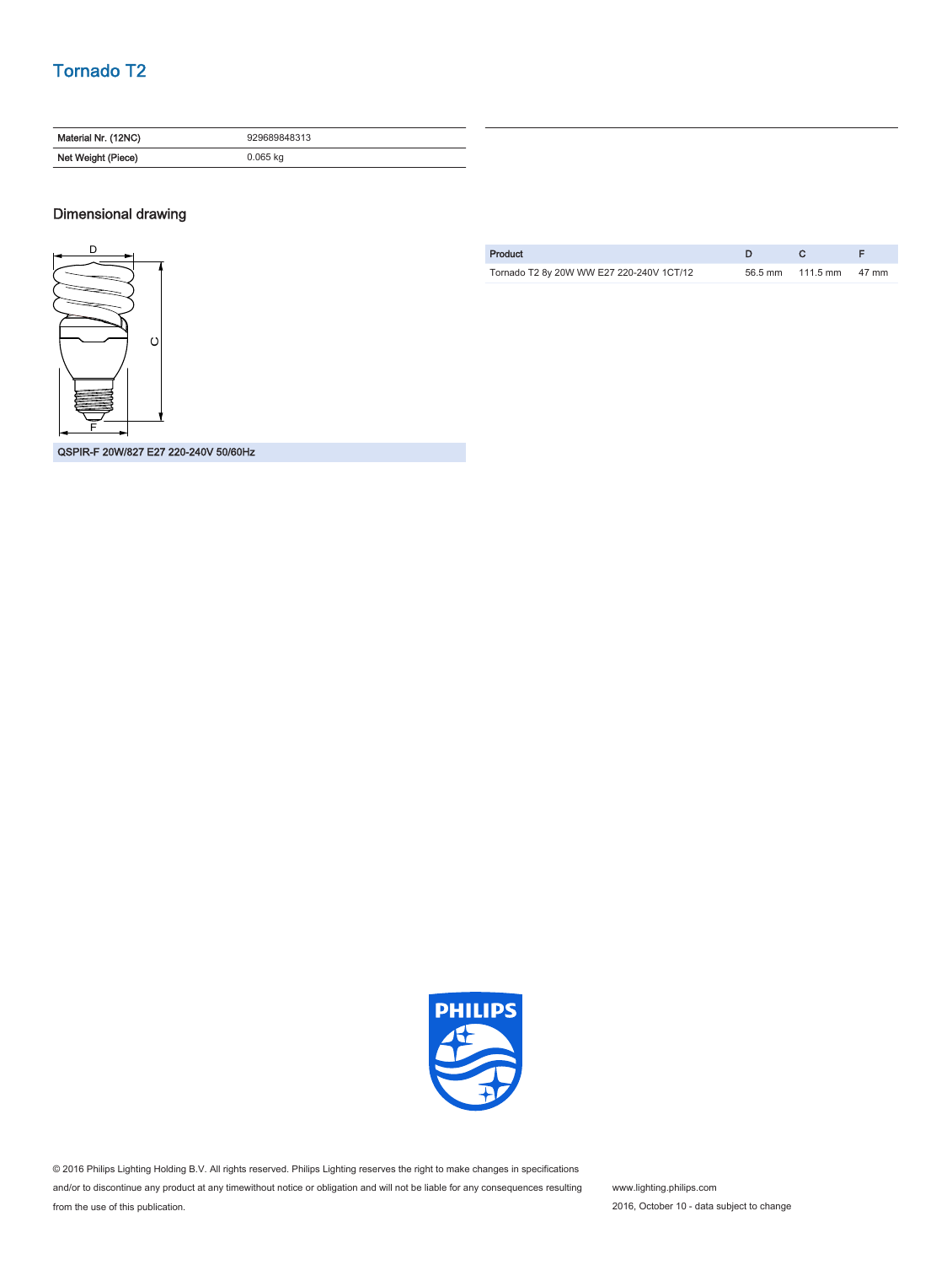# Tornado T2

| | |
|---|---|
| Material Nr. (12NC) | 929689848313 |
| Net Weight (Piece) | 0.065 kg |

## Dimensional drawing

D

C

F

QSPIR-F 20W/827 E27 220-240V 50/60Hz

| Product | D | C | F |
|---|---|---|---|
| Tornado T2 8y 20W WW E27 220-240V 1CT/12 | 56.5 mm | 111.5 mm | 47 mm |

© 2016 Philips Lighting Holding B.V. All rights reserved. Philips Lighting reserves the right to make changes in specifications and/or to discontinue any product at any timewithout notice or obligation and will not be liable for any consequences resulting from the use of this publication.

www.lighting.philips.com

2016, October 10 - data subject to change